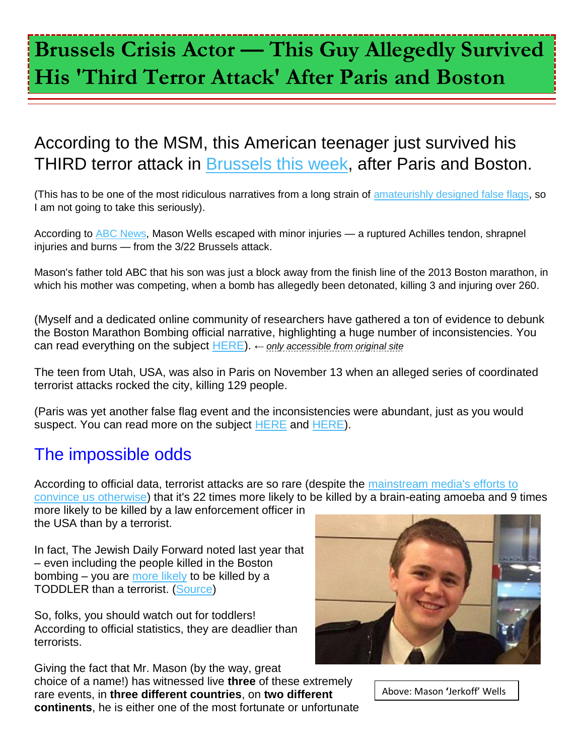# Brussels Crisis Actor — This Guy Allegedly Survived His 'Third Terror Attack' After Paris and Boston

## According to the MSM, this American teenager just survived his THIRD terror attack in Brussels this week, after Paris and Boston.

(This has to be one of the most ridiculous narratives from a long strain of amateurishly designed false flags, so I am not going to take this seriously).

According to ABC News, Mason Wells escaped with minor injuries — a ruptured Achilles tendon, shrapnel injuries and burns — from the 3/22 Brussels attack.

Mason's father told ABC that his son was just a block away from the finish line of the 2013 Boston marathon, in which his mother was competing, when a bomb has allegedly been detonated, killing 3 and injuring over 260.

(Myself and a dedicated online community of researchers have gathered a ton of evidence to debunk the Boston Marathon Bombing official narrative, highlighting a huge number of inconsistencies. You can read everything on the subject HERE). ← *only accessible from original site*

The teen from Utah, USA, was also in Paris on November 13 when an alleged series of coordinated terrorist attacks rocked the city, killing 129 people.

(Paris was yet another false flag event and the inconsistencies were abundant, just as you would suspect. You can read more on the subject HERE and HERE).

## The impossible odds

According to official data, terrorist attacks are so rare (despite the mainstream media's efforts to convince us otherwise) that it's 22 times more likely to be killed by a brain-eating amoeba and 9 times more likely to be killed by a law enforcement officer in the USA than by a terrorist.

In fact, The Jewish Daily Forward noted last year that – even including the people killed in the Boston bombing – you are more likely to be killed by a TODDLER than a terrorist. (Source)

So, folks, you should watch out for toddlers! According to official statistics, they are deadlier than terrorists.

Above: Mason 'Jerkoff' Wells

Giving the fact that Mr. Mason (by the way, great choice of a name!) has witnessed live **three** of these extremely rare events, in **three different countries**, on **two different continents**, he is either one of the most fortunate or unfortunate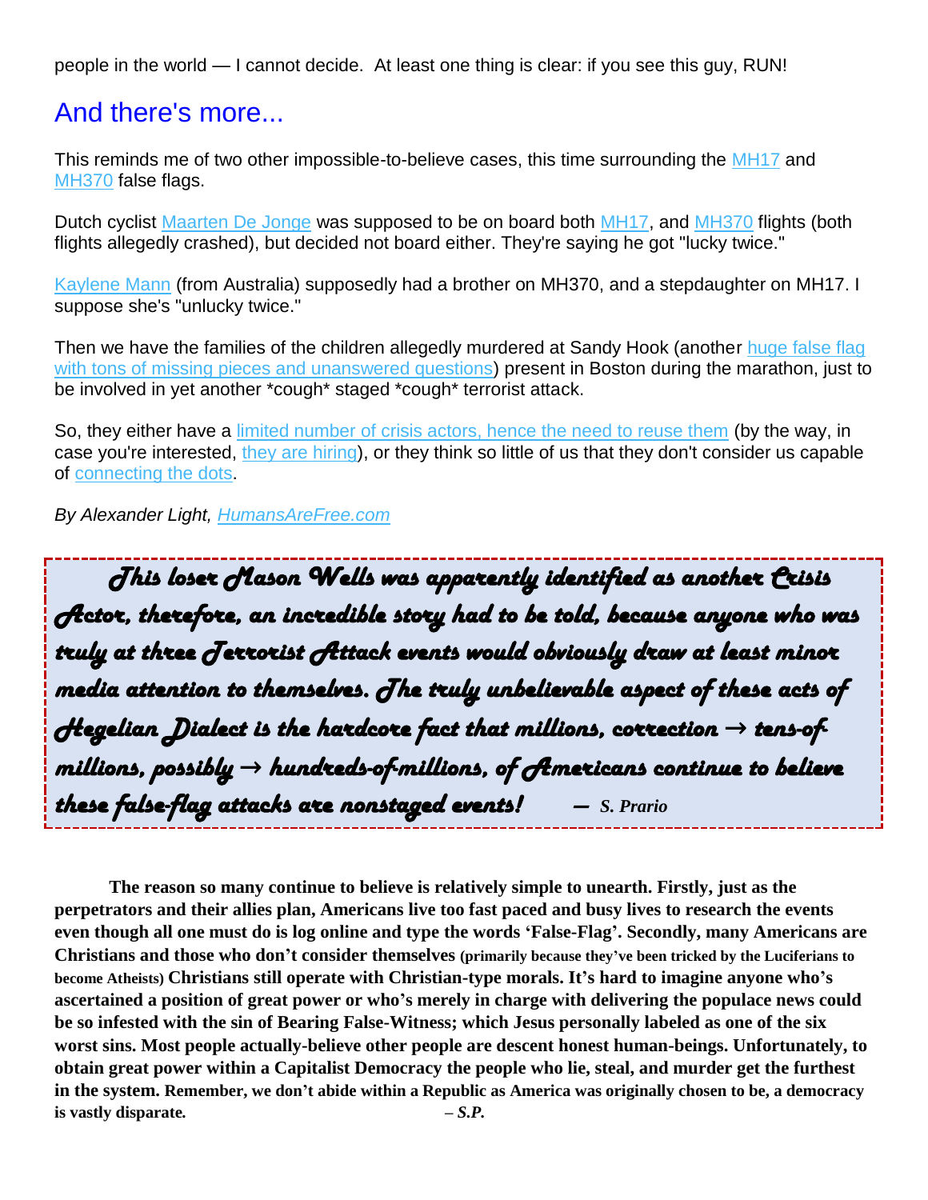people in the world — I cannot decide. At least one thing is clear: if you see this guy, RUN!

## And there's more...

This reminds me of two other impossible-to-believe cases, this time surrounding the MH17 and MH370 false flags.

Dutch cyclist Maarten De Jonge was supposed to be on board both MH17, and MH370 flights (both flights allegedly crashed), but decided not board either. They're saying he got "lucky twice."

Kaylene Mann (from Australia) supposedly had a brother on MH370, and a stepdaughter on MH17. I suppose she's "unlucky twice."

Then we have the families of the children allegedly murdered at Sandy Hook (another huge false flag with tons of missing pieces and unanswered questions) present in Boston during the marathon, just to be involved in yet another *cough* staged *cough* terrorist attack.

So, they either have a limited number of crisis actors, hence the need to reuse them (by the way, in case you're interested, they are hiring), or they think so little of us that they don't consider us capable of connecting the dots.

*By Alexander Light, HumansAreFree.com*

> ***This loser Mason Wells was apparently identified as another Crisis Actor, therefore, an incredible story had to be told, because anyone who was truly at three Terrorist Attack events would obviously draw at least minor media attention to themselves. The truly unbelievable aspect of these acts of Hegelian Dialect is the hardcore fact that millions, correction → tens-of-millions, possibly → hundreds-of-millions, of Americans continue to believe these false-flag attacks are nonstaged events!*** — ***S. Prario***

**The reason so many continue to believe is relatively simple to unearth. Firstly, just as the perpetrators and their allies plan, Americans live too fast paced and busy lives to research the events even though all one must do is log online and type the words 'False-Flag'. Secondly, many Americans are Christians and those who don't consider themselves (primarily because they've been tricked by the Luciferians to become Atheists) Christians still operate with Christian-type morals. It's hard to imagine anyone who's ascertained a position of great power or who's merely in charge with delivering the populace news could be so infested with the sin of Bearing False-Witness; which Jesus personally labeled as one of the six worst sins. Most people actually-believe other people are descent honest human-beings. Unfortunately, to obtain great power within a Capitalist Democracy the people who lie, steal, and murder get the furthest in the system. Remember, we don't abide within a Republic as America was originally chosen to be, a democracy is vastly disparate.** ***– S.P.***